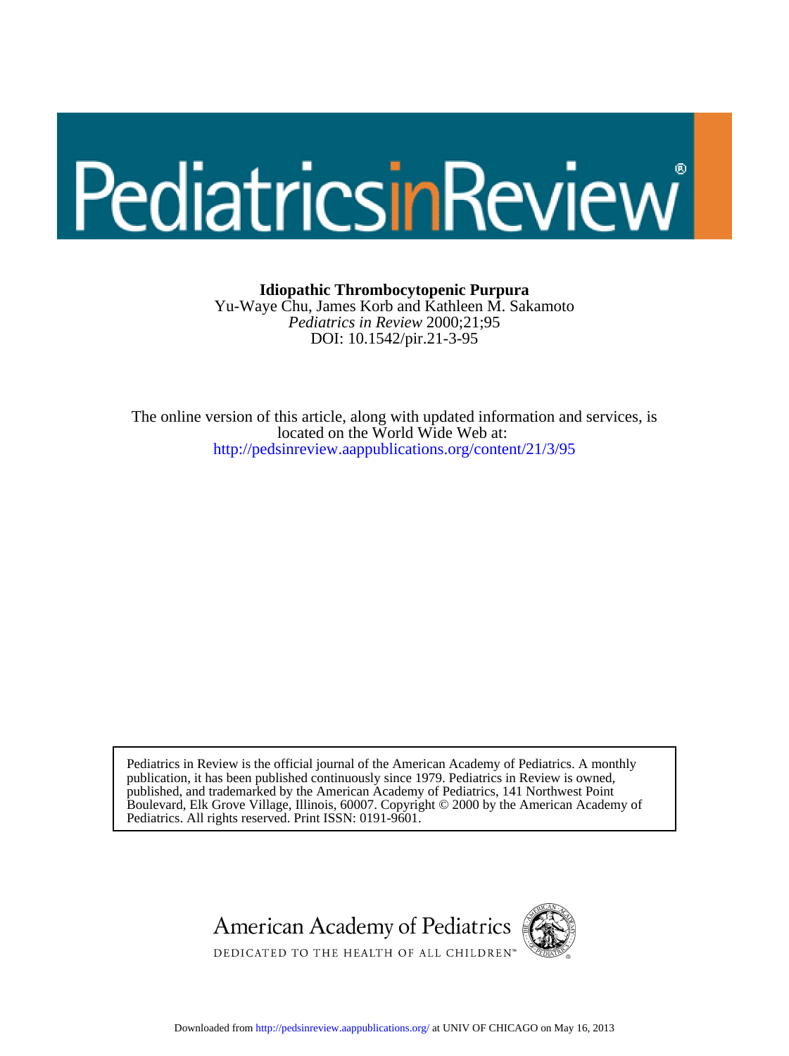# Idiopathic Thrombocytopenic Purpura

Yu-Waye Chu, James Korb and Kathleen M. Sakamoto

*Pediatrics in Review* 2000;21;95

DOI: 10.1542/pir.21-3-95

The online version of this article, along with updated information and services, is located on the World Wide Web at:

http://pedsinreview.aappublications.org/content/21/3/95

Pediatrics in Review is the official journal of the American Academy of Pediatrics. A monthly publication, it has been published continuously since 1979. Pediatrics in Review is owned, published, and trademarked by the American Academy of Pediatrics, 141 Northwest Point Boulevard, Elk Grove Village, Illinois, 60007. Copyright © 2000 by the American Academy of Pediatrics. All rights reserved. Print ISSN: 0191-9601.

American Academy of Pediatrics

DEDICATED TO THE HEALTH OF ALL CHILDREN™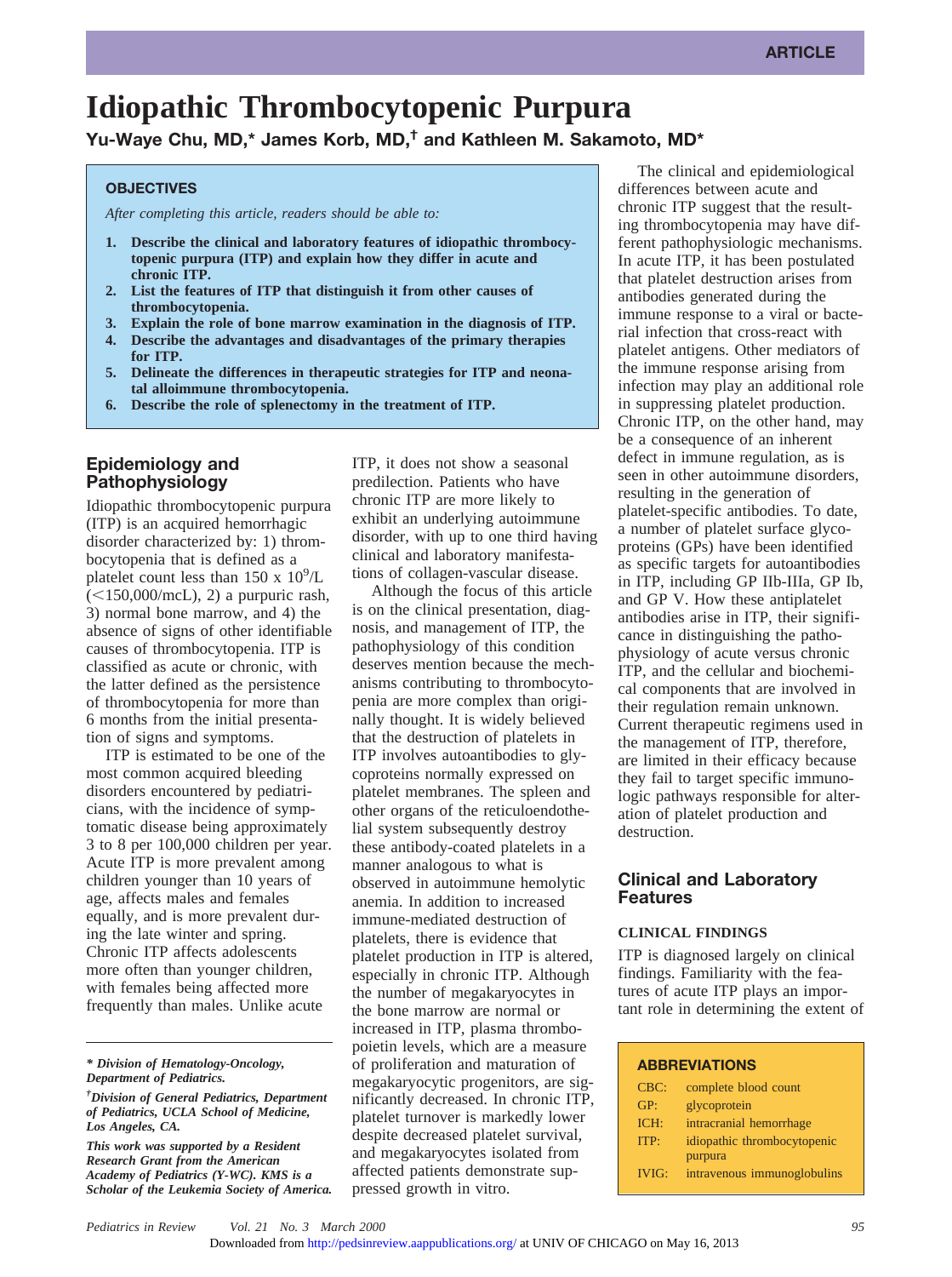ARTICLE

# Idiopathic Thrombocytopenic Purpura

**Yu-Waye Chu, MD,\* James Korb, MD,† and Kathleen M. Sakamoto, MD\***

> **OBJECTIVES**
>
> *After completing this article, readers should be able to:*
>
> 1. **Describe the clinical and laboratory features of idiopathic thrombocytopenic purpura (ITP) and explain how they differ in acute and chronic ITP.**
> 2. **List the features of ITP that distinguish it from other causes of thrombocytopenia.**
> 3. **Explain the role of bone marrow examination in the diagnosis of ITP.**
> 4. **Describe the advantages and disadvantages of the primary therapies for ITP.**
> 5. **Delineate the differences in therapeutic strategies for ITP and neonatal alloimmune thrombocytopenia.**
> 6. **Describe the role of splenectomy in the treatment of ITP.**

## Epidemiology and Pathophysiology

Idiopathic thrombocytopenic purpura (ITP) is an acquired hemorrhagic disorder characterized by: 1) thrombocytopenia that is defined as a platelet count less than 150 x $10^9$/L (<150,000/mcL), 2) a purpuric rash, 3) normal bone marrow, and 4) the absence of signs of other identifiable causes of thrombocytopenia. ITP is classified as acute or chronic, with the latter defined as the persistence of thrombocytopenia for more than 6 months from the initial presentation of signs and symptoms.

ITP is estimated to be one of the most common acquired bleeding disorders encountered by pediatricians, with the incidence of symptomatic disease being approximately 3 to 8 per 100,000 children per year. Acute ITP is more prevalent among children younger than 10 years of age, affects males and females equally, and is more prevalent during the late winter and spring. Chronic ITP affects adolescents more often than younger children, with females being affected more frequently than males. Unlike acute ITP, it does not show a seasonal predilection. Patients who have chronic ITP are more likely to exhibit an underlying autoimmune disorder, with up to one third having clinical and laboratory manifestations of collagen-vascular disease.

Although the focus of this article is on the clinical presentation, diagnosis, and management of ITP, the pathophysiology of this condition deserves mention because the mechanisms contributing to thrombocytopenia are more complex than originally thought. It is widely believed that the destruction of platelets in ITP involves autoantibodies to glycoproteins normally expressed on platelet membranes. The spleen and other organs of the reticuloendothelial system subsequently destroy these antibody-coated platelets in a manner analogous to what is observed in autoimmune hemolytic anemia. In addition to increased immune-mediated destruction of platelets, there is evidence that platelet production in ITP is altered, especially in chronic ITP. Although the number of megakaryocytes in the bone marrow are normal or increased in ITP, plasma thrombopoietin levels, which are a measure of proliferation and maturation of megakaryocytic progenitors, are significantly decreased. In chronic ITP, platelet turnover is markedly lower despite decreased platelet survival, and megakaryocytes isolated from affected patients demonstrate suppressed growth in vitro.

The clinical and epidemiological differences between acute and chronic ITP suggest that the resulting thrombocytopenia may have different pathophysiologic mechanisms. In acute ITP, it has been postulated that platelet destruction arises from antibodies generated during the immune response to a viral or bacterial infection that cross-react with platelet antigens. Other mediators of the immune response arising from infection may play an additional role in suppressing platelet production. Chronic ITP, on the other hand, may be a consequence of an inherent defect in immune regulation, as is seen in other autoimmune disorders, resulting in the generation of platelet-specific antibodies. To date, a number of platelet surface glycoproteins (GPs) have been identified as specific targets for autoantibodies in ITP, including GP IIb-IIIa, GP Ib, and GP V. How these antiplatelet antibodies arise in ITP, their significance in distinguishing the pathophysiology of acute versus chronic ITP, and the cellular and biochemical components that are involved in their regulation remain unknown. Current therapeutic regimens used in the management of ITP, therefore, are limited in their efficacy because they fail to target specific immunologic pathways responsible for alteration of platelet production and destruction.

## Clinical and Laboratory Features

### CLINICAL FINDINGS

ITP is diagnosed largely on clinical findings. Familiarity with the features of acute ITP plays an important role in determining the extent of

**ABBREVIATIONS**

| | |
|---|---|
| CBC: | complete blood count |
| GP: | glycoprotein |
| ICH: | intracranial hemorrhage |
| ITP: | idiopathic thrombocytopenic purpura |
| IVIG: | intravenous immunoglobulins |

*\* Division of Hematology-Oncology, Department of Pediatrics.*

*† Division of General Pediatrics, Department of Pediatrics, UCLA School of Medicine, Los Angeles, CA.*

*This work was supported by a Resident Research Grant from the American Academy of Pediatrics (Y-WC). KMS is a Scholar of the Leukemia Society of America.*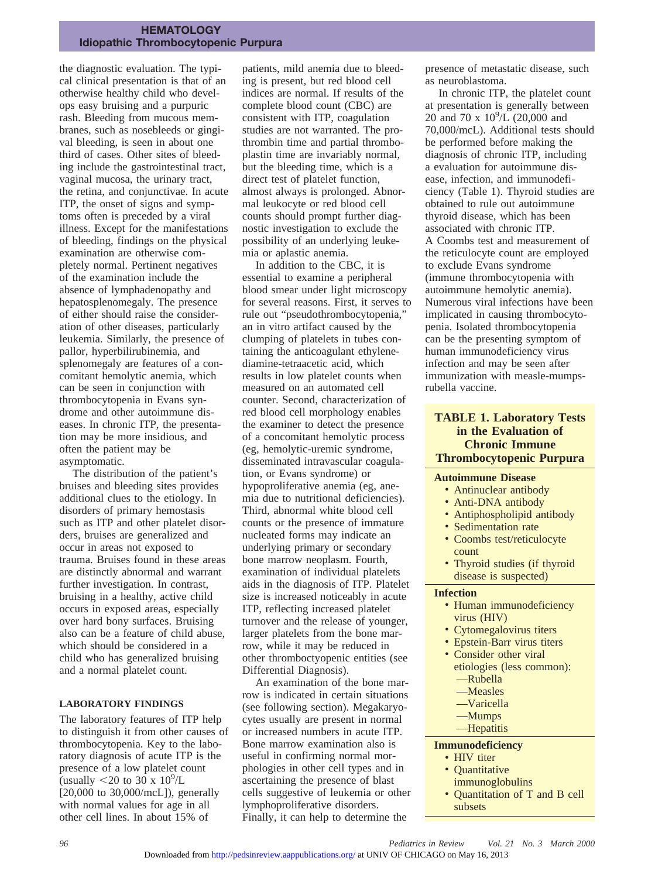the diagnostic evaluation. The typical clinical presentation is that of an otherwise healthy child who develops easy bruising and a purpuric rash. Bleeding from mucous membranes, such as nosebleeds or gingival bleeding, is seen in about one third of cases. Other sites of bleeding include the gastrointestinal tract, vaginal mucosa, the urinary tract, the retina, and conjunctivae. In acute ITP, the onset of signs and symptoms often is preceded by a viral illness. Except for the manifestations of bleeding, findings on the physical examination are otherwise completely normal. Pertinent negatives of the examination include the absence of lymphadenopathy and hepatosplenomegaly. The presence of either should raise the consideration of other diseases, particularly leukemia. Similarly, the presence of pallor, hyperbilirubinemia, and splenomegaly are features of a concomitant hemolytic anemia, which can be seen in conjunction with thrombocytopenia in Evans syndrome and other autoimmune diseases. In chronic ITP, the presentation may be more insidious, and often the patient may be asymptomatic.

The distribution of the patient's bruises and bleeding sites provides additional clues to the etiology. In disorders of primary hemostasis such as ITP and other platelet disorders, bruises are generalized and occur in areas not exposed to trauma. Bruises found in these areas are distinctly abnormal and warrant further investigation. In contrast, bruising in a healthy, active child occurs in exposed areas, especially over hard bony surfaces. Bruising also can be a feature of child abuse, which should be considered in a child who has generalized bruising and a normal platelet count.

### LABORATORY FINDINGS

The laboratory features of ITP help to distinguish it from other causes of thrombocytopenia. Key to the laboratory diagnosis of acute ITP is the presence of a low platelet count (usually $<$20 to 30 x $10^9$/L [20,000 to 30,000/mcL]), generally with normal values for age in all other cell lines. In about 15% of patients, mild anemia due to bleeding is present, but red blood cell indices are normal. If results of the complete blood count (CBC) are consistent with ITP, coagulation studies are not warranted. The prothrombin time and partial thromboplastin time are invariably normal, but the bleeding time, which is a direct test of platelet function, almost always is prolonged. Abnormal leukocyte or red blood cell counts should prompt further diagnostic investigation to exclude the possibility of an underlying leukemia or aplastic anemia.

In addition to the CBC, it is essential to examine a peripheral blood smear under light microscopy for several reasons. First, it serves to rule out "pseudothrombocytopenia," an in vitro artifact caused by the clumping of platelets in tubes containing the anticoagulant ethylenediamine-tetraacetic acid, which results in low platelet counts when measured on an automated cell counter. Second, characterization of red blood cell morphology enables the examiner to detect the presence of a concomitant hemolytic process (eg, hemolytic-uremic syndrome, disseminated intravascular coagulation, or Evans syndrome) or hypoproliferative anemia (eg, anemia due to nutritional deficiencies). Third, abnormal white blood cell counts or the presence of immature nucleated forms may indicate an underlying primary or secondary bone marrow neoplasm. Fourth, examination of individual platelets aids in the diagnosis of ITP. Platelet size is increased noticeably in acute ITP, reflecting increased platelet turnover and the release of younger, larger platelets from the bone marrow, while it may be reduced in other thrombocytopenic entities (see Differential Diagnosis).

An examination of the bone marrow is indicated in certain situations (see following section). Megakaryocytes usually are present in normal or increased numbers in acute ITP. Bone marrow examination also is useful in confirming normal morphologies in other cell types and in ascertaining the presence of blast cells suggestive of leukemia or other lymphoproliferative disorders. Finally, it can help to determine the presence of metastatic disease, such as neuroblastoma.

In chronic ITP, the platelet count at presentation is generally between 20 and 70 x $10^9$/L (20,000 and 70,000/mcL). Additional tests should be performed before making the diagnosis of chronic ITP, including a evaluation for autoimmune disease, infection, and immunodeficiency (Table 1). Thyroid studies are obtained to rule out autoimmune thyroid disease, which has been associated with chronic ITP. A Coombs test and measurement of the reticulocyte count are employed to exclude Evans syndrome (immune thrombocytopenia with autoimmune hemolytic anemia). Numerous viral infections have been implicated in causing thrombocytopenia. Isolated thrombocytopenia can be the presenting symptom of human immunodeficiency virus infection and may be seen after immunization with measle-mumps-rubella vaccine.

**TABLE 1. Laboratory Tests in the Evaluation of Chronic Immune Thrombocytopenic Purpura**

**Autoimmune Disease**
- Antinuclear antibody
- Anti-DNA antibody
- Antiphospholipid antibody
- Sedimentation rate
- Coombs test/reticulocyte count
- Thyroid studies (if thyroid disease is suspected)

**Infection**
- Human immunodeficiency virus (HIV)
- Cytomegalovirus titers
- Epstein-Barr virus titers
- Consider other viral etiologies (less common):
  - —Rubella
  - —Measles
  - —Varicella
  - —Mumps
  - —Hepatitis

**Immunodeficiency**
- HIV titer
- Quantitative immunoglobulins
- Quantitation of T and B cell subsets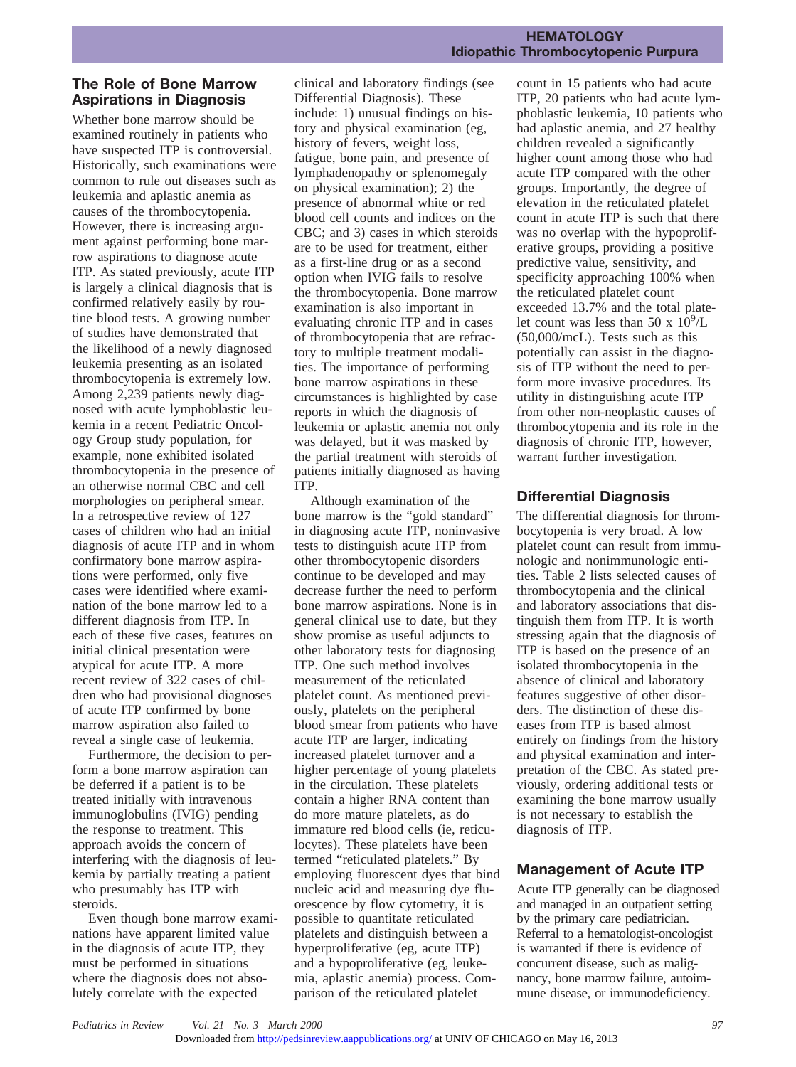## The Role of Bone Marrow Aspirations in Diagnosis

Whether bone marrow should be examined routinely in patients who have suspected ITP is controversial. Historically, such examinations were common to rule out diseases such as leukemia and aplastic anemia as causes of the thrombocytopenia. However, there is increasing argument against performing bone marrow aspirations to diagnose acute ITP. As stated previously, acute ITP is largely a clinical diagnosis that is confirmed relatively easily by routine blood tests. A growing number of studies have demonstrated that the likelihood of a newly diagnosed leukemia presenting as an isolated thrombocytopenia is extremely low. Among 2,239 patients newly diagnosed with acute lymphoblastic leukemia in a recent Pediatric Oncology Group study population, for example, none exhibited isolated thrombocytopenia in the presence of an otherwise normal CBC and cell morphologies on peripheral smear. In a retrospective review of 127 cases of children who had an initial diagnosis of acute ITP and in whom confirmatory bone marrow aspirations were performed, only five cases were identified where examination of the bone marrow led to a different diagnosis from ITP. In each of these five cases, features on initial clinical presentation were atypical for acute ITP. A more recent review of 322 cases of children who had provisional diagnoses of acute ITP confirmed by bone marrow aspiration also failed to reveal a single case of leukemia.

Furthermore, the decision to perform a bone marrow aspiration can be deferred if a patient is to be treated initially with intravenous immunoglobulins (IVIG) pending the response to treatment. This approach avoids the concern of interfering with the diagnosis of leukemia by partially treating a patient who presumably has ITP with steroids.

Even though bone marrow examinations have apparent limited value in the diagnosis of acute ITP, they must be performed in situations where the diagnosis does not absolutely correlate with the expected clinical and laboratory findings (see Differential Diagnosis). These include: 1) unusual findings on history and physical examination (eg, history of fevers, weight loss, fatigue, bone pain, and presence of lymphadenopathy or splenomegaly on physical examination); 2) the presence of abnormal white or red blood cell counts and indices on the CBC; and 3) cases in which steroids are to be used for treatment, either as a first-line drug or as a second option when IVIG fails to resolve the thrombocytopenia. Bone marrow examination is also important in evaluating chronic ITP and in cases of thrombocytopenia that are refractory to multiple treatment modalities. The importance of performing bone marrow aspirations in these circumstances is highlighted by case reports in which the diagnosis of leukemia or aplastic anemia not only was delayed, but it was masked by the partial treatment with steroids of patients initially diagnosed as having ITP.

Although examination of the bone marrow is the "gold standard" in diagnosing acute ITP, noninvasive tests to distinguish acute ITP from other thrombocytopenic disorders continue to be developed and may decrease further the need to perform bone marrow aspirations. None is in general clinical use to date, but they show promise as useful adjuncts to other laboratory tests for diagnosing ITP. One such method involves measurement of the reticulated platelet count. As mentioned previously, platelets on the peripheral blood smear from patients who have acute ITP are larger, indicating increased platelet turnover and a higher percentage of young platelets in the circulation. These platelets contain a higher RNA content than do more mature platelets, as do immature red blood cells (ie, reticulocytes). These platelets have been termed "reticulated platelets." By employing fluorescent dyes that bind nucleic acid and measuring dye fluorescence by flow cytometry, it is possible to quantitate reticulated platelets and distinguish between a hyperproliferative (eg, acute ITP) and a hypoproliferative (eg, leukemia, aplastic anemia) process. Comparison of the reticulated platelet count in 15 patients who had acute ITP, 20 patients who had acute lymphoblastic leukemia, 10 patients who had aplastic anemia, and 27 healthy children revealed a significantly higher count among those who had acute ITP compared with the other groups. Importantly, the degree of elevation in the reticulated platelet count in acute ITP is such that there was no overlap with the hypoproliferative groups, providing a positive predictive value, sensitivity, and specificity approaching 100% when the reticulated platelet count exceeded 13.7% and the total platelet count was less than $50 \times 10^9$/L (50,000/mcL). Tests such as this potentially can assist in the diagnosis of ITP without the need to perform more invasive procedures. Its utility in distinguishing acute ITP from other non-neoplastic causes of thrombocytopenia and its role in the diagnosis of chronic ITP, however, warrant further investigation.

## Differential Diagnosis

The differential diagnosis for thrombocytopenia is very broad. A low platelet count can result from immunologic and nonimmunologic entities. Table 2 lists selected causes of thrombocytopenia and the clinical and laboratory associations that distinguish them from ITP. It is worth stressing again that the diagnosis of ITP is based on the presence of an isolated thrombocytopenia in the absence of clinical and laboratory features suggestive of other disorders. The distinction of these diseases from ITP is based almost entirely on findings from the history and physical examination and interpretation of the CBC. As stated previously, ordering additional tests or examining the bone marrow usually is not necessary to establish the diagnosis of ITP.

## Management of Acute ITP

Acute ITP generally can be diagnosed and managed in an outpatient setting by the primary care pediatrician. Referral to a hematologist-oncologist is warranted if there is evidence of concurrent disease, such as malignancy, bone marrow failure, autoimmune disease, or immunodeficiency.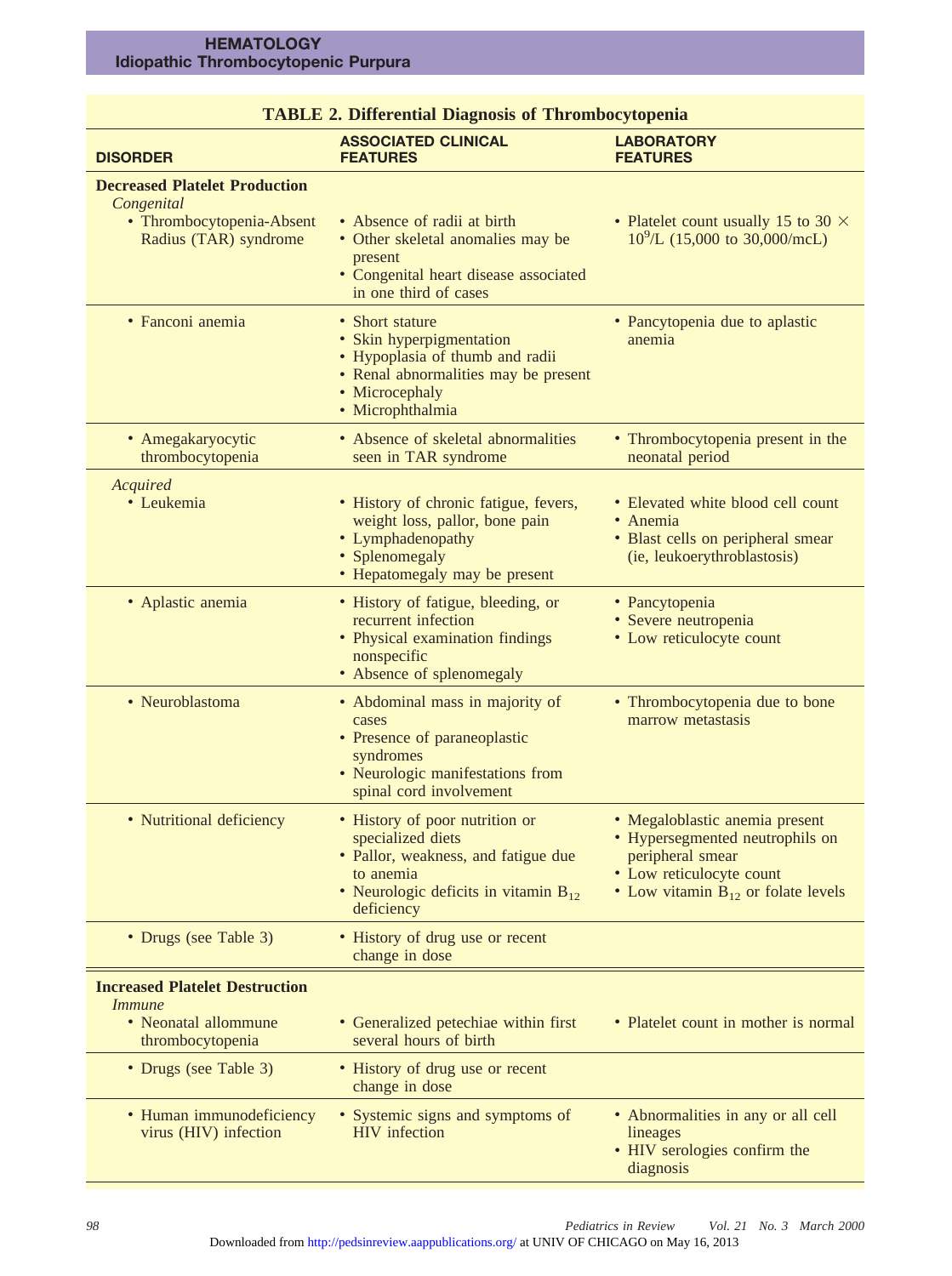**TABLE 2. Differential Diagnosis of Thrombocytopenia**

| DISORDER | ASSOCIATED CLINICAL FEATURES | LABORATORY FEATURES |
|---|---|---|
| **Decreased Platelet Production** | | |
| *Congenital* | | |
| • Thrombocytopenia-Absent Radius (TAR) syndrome | • Absence of radii at birth<br>• Other skeletal anomalies may be present<br>• Congenital heart disease associated in one third of cases | • Platelet count usually 15 to 30 × $10^9$/L (15,000 to 30,000/mcL) |
| • Fanconi anemia | • Short stature<br>• Skin hyperpigmentation<br>• Hypoplasia of thumb and radii<br>• Renal abnormalities may be present<br>• Microcephaly<br>• Microphthalmia | • Pancytopenia due to aplastic anemia |
| • Amegakaryocytic thrombocytopenia | • Absence of skeletal abnormalities seen in TAR syndrome | • Thrombocytopenia present in the neonatal period |
| *Acquired* | | |
| • Leukemia | • History of chronic fatigue, fevers, weight loss, pallor, bone pain<br>• Lymphadenopathy<br>• Splenomegaly<br>• Hepatomegaly may be present | • Elevated white blood cell count<br>• Anemia<br>• Blast cells on peripheral smear (ie, leukoerythroblastosis) |
| • Aplastic anemia | • History of fatigue, bleeding, or recurrent infection<br>• Physical examination findings nonspecific<br>• Absence of splenomegaly | • Pancytopenia<br>• Severe neutropenia<br>• Low reticulocyte count |
| • Neuroblastoma | • Abdominal mass in majority of cases<br>• Presence of paraneoplastic syndromes<br>• Neurologic manifestations from spinal cord involvement | • Thrombocytopenia due to bone marrow metastasis |
| • Nutritional deficiency | • History of poor nutrition or specialized diets<br>• Pallor, weakness, and fatigue due to anemia<br>• Neurologic deficits in vitamin $B_{12}$ deficiency | • Megaloblastic anemia present<br>• Hypersegmented neutrophils on peripheral smear<br>• Low reticulocyte count<br>• Low vitamin $B_{12}$ or folate levels |
| • Drugs (see Table 3) | • History of drug use or recent change in dose | |
| **Increased Platelet Destruction** | | |
| *Immune* | | |
| • Neonatal allommune thrombocytopenia | • Generalized petechiae within first several hours of birth | • Platelet count in mother is normal |
| • Drugs (see Table 3) | • History of drug use or recent change in dose | |
| • Human immunodeficiency virus (HIV) infection | • Systemic signs and symptoms of HIV infection | • Abnormalities in any or all cell lineages<br>• HIV serologies confirm the diagnosis |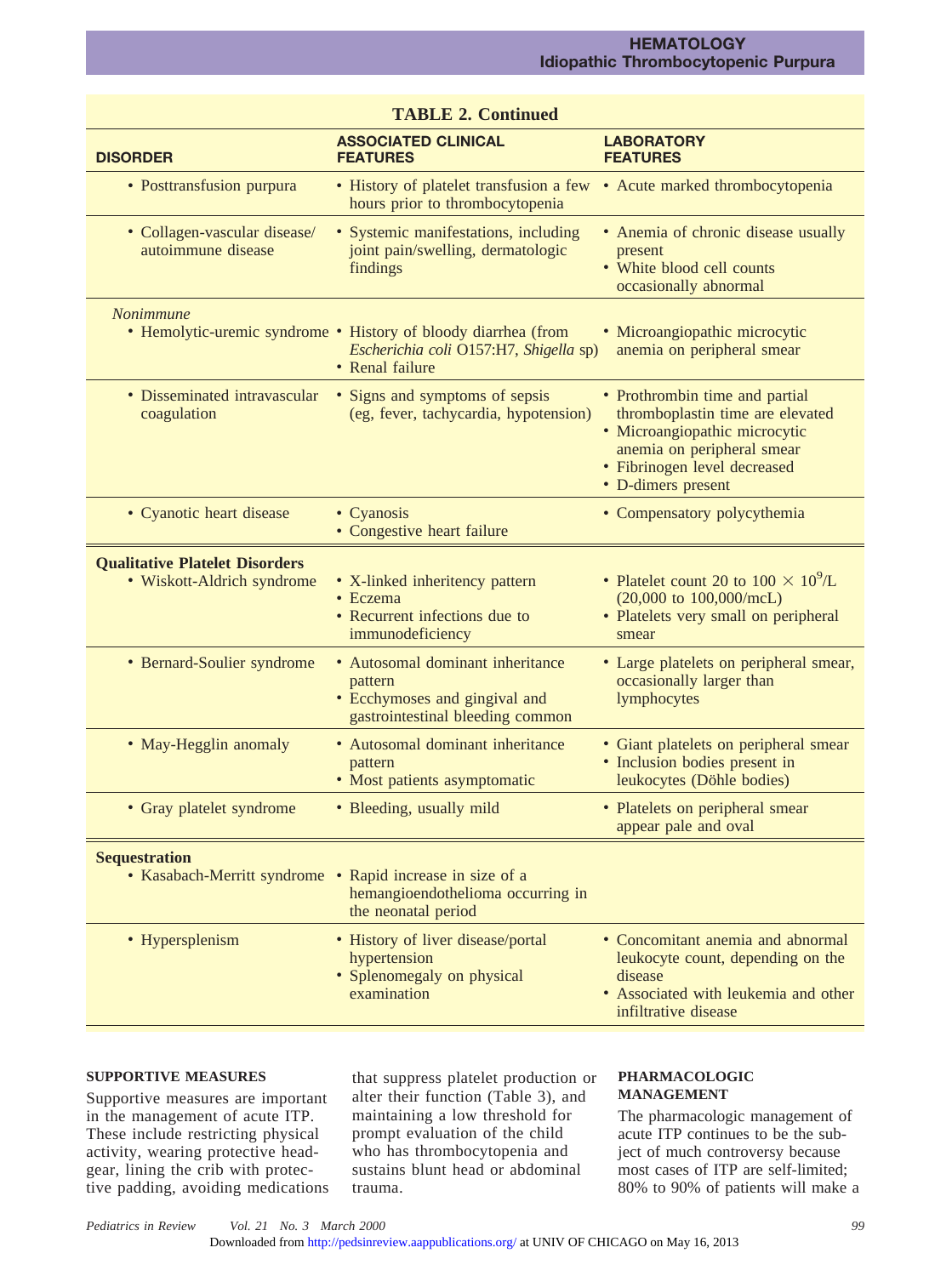**TABLE 2. Continued**

| DISORDER | ASSOCIATED CLINICAL FEATURES | LABORATORY FEATURES |
|---|---|---|
| • Posttransfusion purpura | • History of platelet transfusion a few hours prior to thrombocytopenia | • Acute marked thrombocytopenia |
| • Collagen-vascular disease/ autoimmune disease | • Systemic manifestations, including joint pain/swelling, dermatologic findings | • Anemia of chronic disease usually present<br>• White blood cell counts occasionally abnormal |
| *Nonimmune* | | |
| • Hemolytic-uremic syndrome | • History of bloody diarrhea (from *Escherichia coli* O157:H7, *Shigella* sp)<br>• Renal failure | • Microangiopathic microcytic anemia on peripheral smear |
| • Disseminated intravascular coagulation | • Signs and symptoms of sepsis (eg, fever, tachycardia, hypotension) | • Prothrombin time and partial thromboplastin time are elevated<br>• Microangiopathic microcytic anemia on peripheral smear<br>• Fibrinogen level decreased<br>• D-dimers present |
| • Cyanotic heart disease | • Cyanosis<br>• Congestive heart failure | • Compensatory polycythemia |
| **Qualitative Platelet Disorders** | | |
| • Wiskott-Aldrich syndrome | • X-linked inheritency pattern<br>• Eczema<br>• Recurrent infections due to immunodeficiency | • Platelet count 20 to 100 $\times 10^9$/L (20,000 to 100,000/mcL)<br>• Platelets very small on peripheral smear |
| • Bernard-Soulier syndrome | • Autosomal dominant inheritance pattern<br>• Ecchymoses and gingival and gastrointestinal bleeding common | • Large platelets on peripheral smear, occasionally larger than lymphocytes |
| • May-Hegglin anomaly | • Autosomal dominant inheritance pattern<br>• Most patients asymptomatic | • Giant platelets on peripheral smear<br>• Inclusion bodies present in leukocytes (Döhle bodies) |
| • Gray platelet syndrome | • Bleeding, usually mild | • Platelets on peripheral smear appear pale and oval |
| **Sequestration** | | |
| • Kasabach-Merritt syndrome | • Rapid increase in size of a hemangioendothelioma occurring in the neonatal period | |
| • Hypersplenism | • History of liver disease/portal hypertension<br>• Splenomegaly on physical examination | • Concomitant anemia and abnormal leukocyte count, depending on the disease<br>• Associated with leukemia and other infiltrative disease |

### SUPPORTIVE MEASURES

Supportive measures are important in the management of acute ITP. These include restricting physical activity, wearing protective headgear, lining the crib with protective padding, avoiding medications that suppress platelet production or alter their function (Table 3), and maintaining a low threshold for prompt evaluation of the child who has thrombocytopenia and sustains blunt head or abdominal trauma.

### PHARMACOLOGIC MANAGEMENT

The pharmacologic management of acute ITP continues to be the subject of much controversy because most cases of ITP are self-limited; 80% to 90% of patients will make a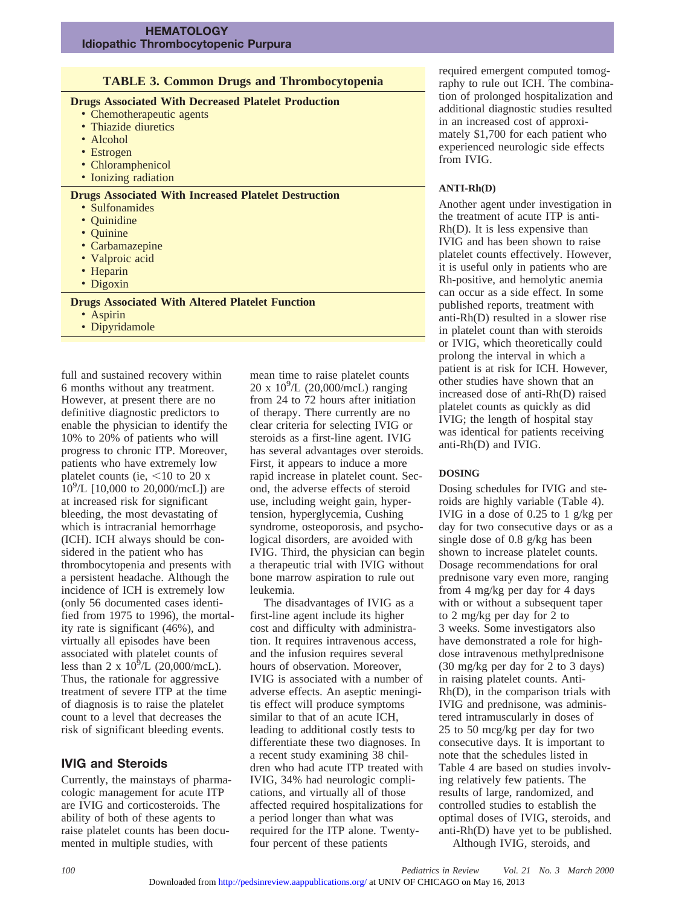**TABLE 3. Common Drugs and Thrombocytopenia**

| Drugs Associated With Decreased Platelet Production |
|---|
| • Chemotherapeutic agents |
| • Thiazide diuretics |
| • Alcohol |
| • Estrogen |
| • Chloramphenicol |
| • Ionizing radiation |
| **Drugs Associated With Increased Platelet Destruction** |
| • Sulfonamides |
| • Quinidine |
| • Quinine |
| • Carbamazepine |
| • Valproic acid |
| • Heparin |
| • Digoxin |
| **Drugs Associated With Altered Platelet Function** |
| • Aspirin |
| • Dipyridamole |

full and sustained recovery within 6 months without any treatment. However, at present there are no definitive diagnostic predictors to enable the physician to identify the 10% to 20% of patients who will progress to chronic ITP. Moreover, patients who have extremely low platelet counts (ie, <10 to 20 x $10^9$/L [10,000 to 20,000/mcL]) are at increased risk for significant bleeding, the most devastating of which is intracranial hemorrhage (ICH). ICH always should be considered in the patient who has thrombocytopenia and presents with a persistent headache. Although the incidence of ICH is extremely low (only 56 documented cases identified from 1975 to 1996), the mortality rate is significant (46%), and virtually all episodes have been associated with platelet counts of less than 2 x $10^9$/L (20,000/mcL). Thus, the rationale for aggressive treatment of severe ITP at the time of diagnosis is to raise the platelet count to a level that decreases the risk of significant bleeding events.

## IVIG and Steroids

Currently, the mainstays of pharmacologic management for acute ITP are IVIG and corticosteroids. The ability of both of these agents to raise platelet counts has been documented in multiple studies, with mean time to raise platelet counts 20 x $10^9$/L (20,000/mcL) ranging from 24 to 72 hours after initiation of therapy. There currently are no clear criteria for selecting IVIG or steroids as a first-line agent. IVIG has several advantages over steroids. First, it appears to induce a more rapid increase in platelet count. Second, the adverse effects of steroid use, including weight gain, hypertension, hyperglycemia, Cushing syndrome, osteoporosis, and psychological disorders, are avoided with IVIG. Third, the physician can begin a therapeutic trial with IVIG without bone marrow aspiration to rule out leukemia.

The disadvantages of IVIG as a first-line agent include its higher cost and difficulty with administration. It requires intravenous access, and the infusion requires several hours of observation. Moreover, IVIG is associated with a number of adverse effects. An aseptic meningitis effect will produce symptoms similar to that of an acute ICH, leading to additional costly tests to differentiate these two diagnoses. In a recent study examining 38 children who had acute ITP treated with IVIG, 34% had neurologic complications, and virtually all of those affected required hospitalizations for a period longer than what was required for the ITP alone. Twenty-four percent of these patients required emergent computed tomography to rule out ICH. The combination of prolonged hospitalization and additional diagnostic studies resulted in an increased cost of approximately $1,700 for each patient who experienced neurologic side effects from IVIG.

### ANTI-Rh(D)

Another agent under investigation in the treatment of acute ITP is anti-Rh(D). It is less expensive than IVIG and has been shown to raise platelet counts effectively. However, it is useful only in patients who are Rh-positive, and hemolytic anemia can occur as a side effect. In some published reports, treatment with anti-Rh(D) resulted in a slower rise in platelet count than with steroids or IVIG, which theoretically could prolong the interval in which a patient is at risk for ICH. However, other studies have shown that an increased dose of anti-Rh(D) raised platelet counts as quickly as did IVIG; the length of hospital stay was identical for patients receiving anti-Rh(D) and IVIG.

### DOSING

Dosing schedules for IVIG and steroids are highly variable (Table 4). IVIG in a dose of 0.25 to 1 g/kg per day for two consecutive days or as a single dose of 0.8 g/kg has been shown to increase platelet counts. Dosage recommendations for oral prednisone vary even more, ranging from 4 mg/kg per day for 4 days with or without a subsequent taper to 2 mg/kg per day for 2 to 3 weeks. Some investigators also have demonstrated a role for high-dose intravenous methylprednisone (30 mg/kg per day for 2 to 3 days) in raising platelet counts. Anti-Rh(D), in the comparison trials with IVIG and prednisone, was administered intramuscularly in doses of 25 to 50 mcg/kg per day for two consecutive days. It is important to note that the schedules listed in Table 4 are based on studies involving relatively few patients. The results of large, randomized, and controlled studies to establish the optimal doses of IVIG, steroids, and anti-Rh(D) have yet to be published.

Although IVIG, steroids, and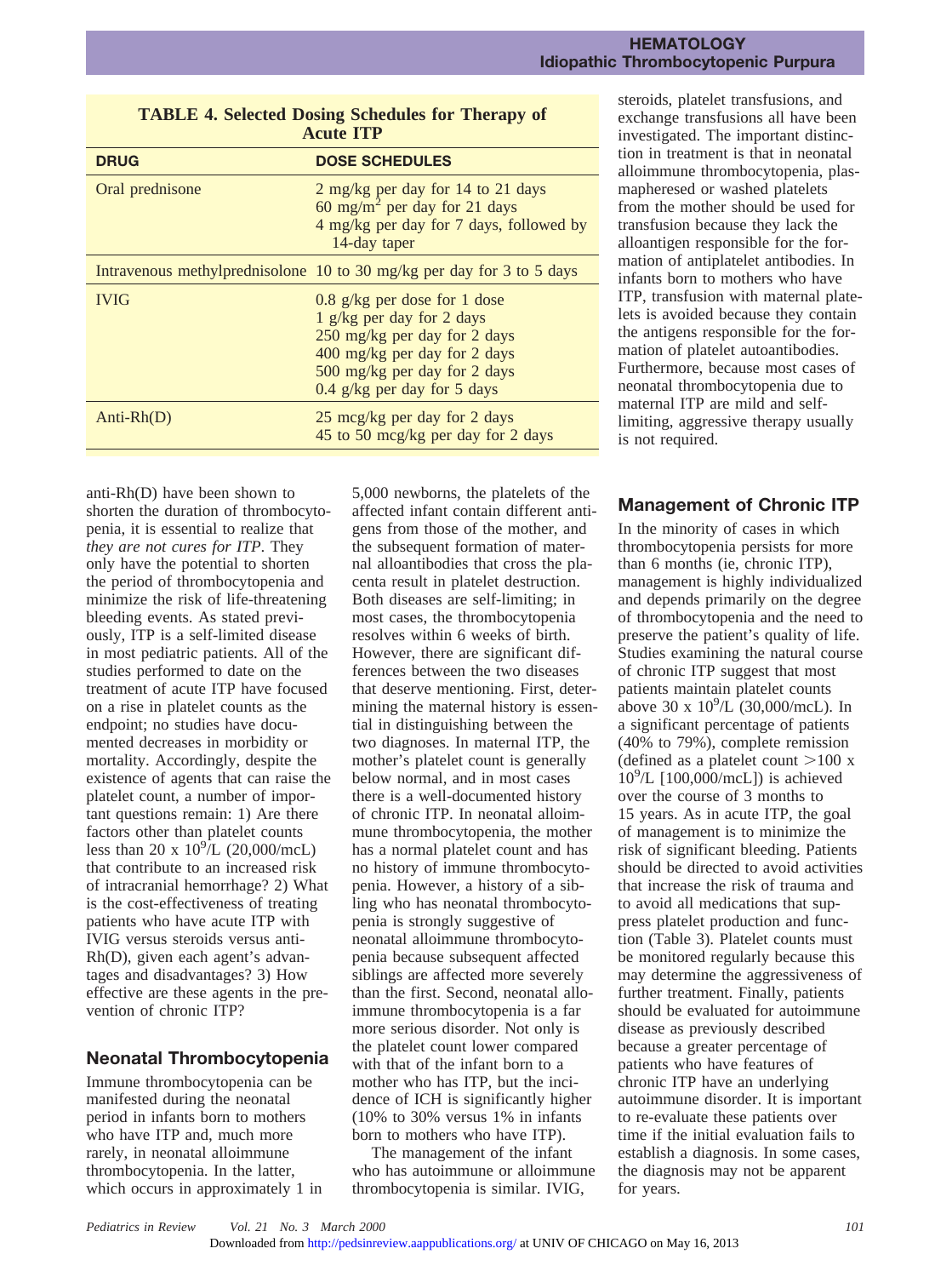**TABLE 4. Selected Dosing Schedules for Therapy of Acute ITP**

| DRUG | DOSE SCHEDULES |
| --- | --- |
| Oral prednisone | 2 mg/kg per day for 14 to 21 days<br>60 mg/m$^2$ per day for 21 days<br>4 mg/kg per day for 7 days, followed by 14-day taper |
| Intravenous methylprednisolone | 10 to 30 mg/kg per day for 3 to 5 days |
| IVIG | 0.8 g/kg per dose for 1 dose<br>1 g/kg per day for 2 days<br>250 mg/kg per day for 2 days<br>400 mg/kg per day for 2 days<br>500 mg/kg per day for 2 days<br>0.4 g/kg per day for 5 days |
| Anti-Rh(D) | 25 mcg/kg per day for 2 days<br>45 to 50 mcg/kg per day for 2 days |

anti-Rh(D) have been shown to shorten the duration of thrombocytopenia, it is essential to realize that *they are not cures for ITP*. They only have the potential to shorten the period of thrombocytopenia and minimize the risk of life-threatening bleeding events. As stated previously, ITP is a self-limited disease in most pediatric patients. All of the studies performed to date on the treatment of acute ITP have focused on a rise in platelet counts as the endpoint; no studies have documented decreases in morbidity or mortality. Accordingly, despite the existence of agents that can raise the platelet count, a number of important questions remain: 1) Are there factors other than platelet counts less than 20 x $10^9$/L (20,000/mcL) that contribute to an increased risk of intracranial hemorrhage? 2) What is the cost-effectiveness of treating patients who have acute ITP with IVIG versus steroids versus anti-Rh(D), given each agent's advantages and disadvantages? 3) How effective are these agents in the prevention of chronic ITP?

## Neonatal Thrombocytopenia

Immune thrombocytopenia can be manifested during the neonatal period in infants born to mothers who have ITP and, much more rarely, in neonatal alloimmune thrombocytopenia. In the latter, which occurs in approximately 1 in 5,000 newborns, the platelets of the affected infant contain different antigens from those of the mother, and the subsequent formation of maternal alloantibodies that cross the placenta result in platelet destruction. Both diseases are self-limiting; in most cases, the thrombocytopenia resolves within 6 weeks of birth. However, there are significant differences between the two diseases that deserve mentioning. First, determining the maternal history is essential in distinguishing between the two diagnoses. In maternal ITP, the mother's platelet count is generally below normal, and in most cases there is a well-documented history of chronic ITP. In neonatal alloimmune thrombocytopenia, the mother has a normal platelet count and has no history of immune thrombocytopenia. However, a history of a sibling who has neonatal thrombocytopenia is strongly suggestive of neonatal alloimmune thrombocytopenia because subsequent affected siblings are affected more severely than the first. Second, neonatal alloimmune thrombocytopenia is a far more serious disorder. Not only is the platelet count lower compared with that of the infant born to a mother who has ITP, but the incidence of ICH is significantly higher (10% to 30% versus 1% in infants born to mothers who have ITP).

The management of the infant who has autoimmune or alloimmune thrombocytopenia is similar. IVIG, steroids, platelet transfusions, and exchange transfusions all have been investigated. The important distinction in treatment is that in neonatal alloimmune thrombocytopenia, plasmapheresed or washed platelets from the mother should be used for transfusion because they lack the alloantigen responsible for the formation of antiplatelet antibodies. In infants born to mothers who have ITP, transfusion with maternal platelets is avoided because they contain the antigens responsible for the formation of platelet autoantibodies. Furthermore, because most cases of neonatal thrombocytopenia due to maternal ITP are mild and self-limiting, aggressive therapy usually is not required.

## Management of Chronic ITP

In the minority of cases in which thrombocytopenia persists for more than 6 months (ie, chronic ITP), management is highly individualized and depends primarily on the degree of thrombocytopenia and the need to preserve the patient's quality of life. Studies examining the natural course of chronic ITP suggest that most patients maintain platelet counts above 30 x $10^9$/L (30,000/mcL). In a significant percentage of patients (40% to 79%), complete remission (defined as a platelet count >100 x $10^9$/L [100,000/mcL]) is achieved over the course of 3 months to 15 years. As in acute ITP, the goal of management is to minimize the risk of significant bleeding. Patients should be directed to avoid activities that increase the risk of trauma and to avoid all medications that suppress platelet production and function (Table 3). Platelet counts must be monitored regularly because this may determine the aggressiveness of further treatment. Finally, patients should be evaluated for autoimmune disease as previously described because a greater percentage of patients who have features of chronic ITP have an underlying autoimmune disorder. It is important to re-evaluate these patients over time if the initial evaluation fails to establish a diagnosis. In some cases, the diagnosis may not be apparent for years.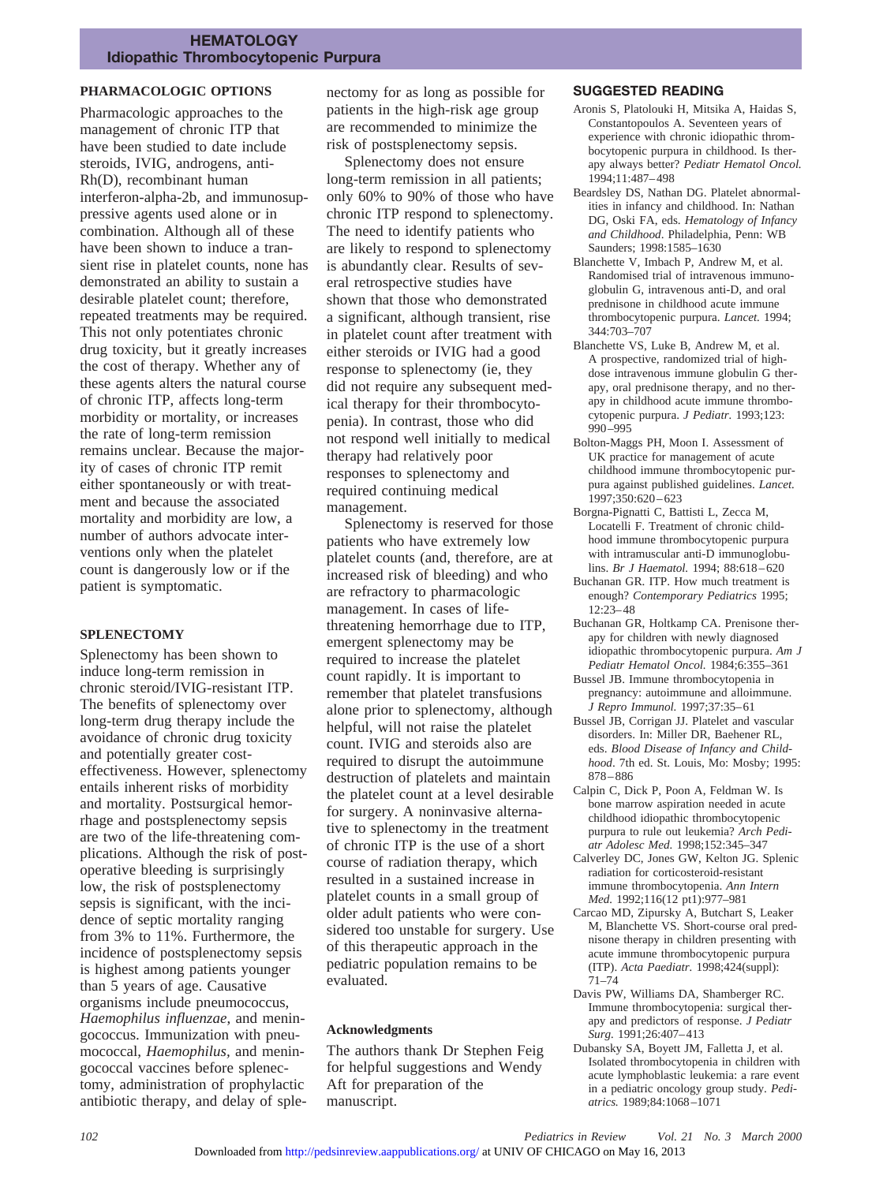## PHARMACOLOGIC OPTIONS

Pharmacologic approaches to the management of chronic ITP that have been studied to date include steroids, IVIG, androgens, anti-Rh(D), recombinant human interferon-alpha-2b, and immunosuppressive agents used alone or in combination. Although all of these have been shown to induce a transient rise in platelet counts, none has demonstrated an ability to sustain a desirable platelet count; therefore, repeated treatments may be required. This not only potentiates chronic drug toxicity, but it greatly increases the cost of therapy. Whether any of these agents alters the natural course of chronic ITP, affects long-term morbidity or mortality, or increases the rate of long-term remission remains unclear. Because the majority of cases of chronic ITP remit either spontaneously or with treatment and because the associated mortality and morbidity are low, a number of authors advocate interventions only when the platelet count is dangerously low or if the patient is symptomatic.

## SPLENECTOMY

Splenectomy has been shown to induce long-term remission in chronic steroid/IVIG-resistant ITP. The benefits of splenectomy over long-term drug therapy include the avoidance of chronic drug toxicity and potentially greater cost-effectiveness. However, splenectomy entails inherent risks of morbidity and mortality. Postsurgical hemorrhage and postsplenectomy sepsis are two of the life-threatening complications. Although the risk of postoperative bleeding is surprisingly low, the risk of postsplenectomy sepsis is significant, with the incidence of septic mortality ranging from 3% to 11%. Furthermore, the incidence of postsplenectomy sepsis is highest among patients younger than 5 years of age. Causative organisms include pneumococcus, *Haemophilus influenzae*, and meningococcus. Immunization with pneumococcal, *Haemophilus*, and meningococcal vaccines before splenectomy, administration of prophylactic antibiotic therapy, and delay of splenectomy for as long as possible for patients in the high-risk age group are recommended to minimize the risk of postsplenectomy sepsis.

Splenectomy does not ensure long-term remission in all patients; only 60% to 90% of those who have chronic ITP respond to splenectomy. The need to identify patients who are likely to respond to splenectomy is abundantly clear. Results of several retrospective studies have shown that those who demonstrated a significant, although transient, rise in platelet count after treatment with either steroids or IVIG had a good response to splenectomy (ie, they did not require any subsequent medical therapy for their thrombocytopenia). In contrast, those who did not respond well initially to medical therapy had relatively poor responses to splenectomy and required continuing medical management.

Splenectomy is reserved for those patients who have extremely low platelet counts (and, therefore, are at increased risk of bleeding) and who are refractory to pharmacologic management. In cases of life-threatening hemorrhage due to ITP, emergent splenectomy may be required to increase the platelet count rapidly. It is important to remember that platelet transfusions alone prior to splenectomy, although helpful, will not raise the platelet count. IVIG and steroids also are required to disrupt the autoimmune destruction of platelets and maintain the platelet count at a level desirable for surgery. A noninvasive alternative to splenectomy in the treatment of chronic ITP is the use of a short course of radiation therapy, which resulted in a sustained increase in platelet counts in a small group of older adult patients who were considered too unstable for surgery. Use of this therapeutic approach in the pediatric population remains to be evaluated.

### Acknowledgments

The authors thank Dr Stephen Feig for helpful suggestions and Wendy Aft for preparation of the manuscript.

## SUGGESTED READING

Aronis S, Platolouki H, Mitsika A, Haidas S, Constantopoulos A. Seventeen years of experience with chronic idiopathic thrombocytopenic purpura in childhood. Is therapy always better? *Pediatr Hematol Oncol.* 1994;11:487–498

Beardsley DS, Nathan DG. Platelet abnormalities in infancy and childhood. In: Nathan DG, Oski FA, eds. *Hematology of Infancy and Childhood*. Philadelphia, Penn: WB Saunders; 1998:1585–1630

Blanchette V, Imbach P, Andrew M, et al. Randomised trial of intravenous immunoglobulin G, intravenous anti-D, and oral prednisone in childhood acute immune thrombocytopenic purpura. *Lancet.* 1994; 344:703–707

Blanchette VS, Luke B, Andrew M, et al. A prospective, randomized trial of high-dose intravenous immune globulin G therapy, oral prednisone therapy, and no therapy in childhood acute immune thrombocytopenic purpura. *J Pediatr.* 1993;123: 990–995

Bolton-Maggs PH, Moon I. Assessment of UK practice for management of acute childhood immune thrombocytopenic purpura against published guidelines. *Lancet.* 1997;350:620–623

Borgna-Pignatti C, Battisti L, Zecca M, Locatelli F. Treatment of chronic childhood immune thrombocytopenic purpura with intramuscular anti-D immunoglobulins. *Br J Haematol.* 1994; 88:618–620

Buchanan GR. ITP. How much treatment is enough? *Contemporary Pediatrics* 1995; 12:23–48

Buchanan GR, Holtkamp CA. Prenisone therapy for children with newly diagnosed idiopathic thrombocytopenic purpura. *Am J Pediatr Hematol Oncol.* 1984;6:355–361

Bussel JB. Immune thrombocytopenia in pregnancy: autoimmune and alloimmune. *J Repro Immunol.* 1997;37:35–61

Bussel JB, Corrigan JJ. Platelet and vascular disorders. In: Miller DR, Baehener RL, eds. *Blood Disease of Infancy and Childhood*. 7th ed. St. Louis, Mo: Mosby; 1995: 878–886

Calpin C, Dick P, Poon A, Feldman W. Is bone marrow aspiration needed in acute childhood idiopathic thrombocytopenic purpura to rule out leukemia? *Arch Pediatr Adolesc Med.* 1998;152:345–347

Calverley DC, Jones GW, Kelton JG. Splenic radiation for corticosteroid-resistant immune thrombocytopenia. *Ann Intern Med.* 1992;116(12 pt1):977–981

Carcao MD, Zipursky A, Butchart S, Leaker M, Blanchette VS. Short-course oral prednisone therapy in children presenting with acute immune thrombocytopenic purpura (ITP). *Acta Paediatr.* 1998;424(suppl): 71–74

Davis PW, Williams DA, Shamberger RC. Immune thrombocytopenia: surgical therapy and predictors of response. *J Pediatr Surg.* 1991;26:407–413

Dubansky SA, Boyett JM, Falletta J, et al. Isolated thrombocytopenia in children with acute lymphoblastic leukemia: a rare event in a pediatric oncology group study. *Pediatrics.* 1989;84:1068–1071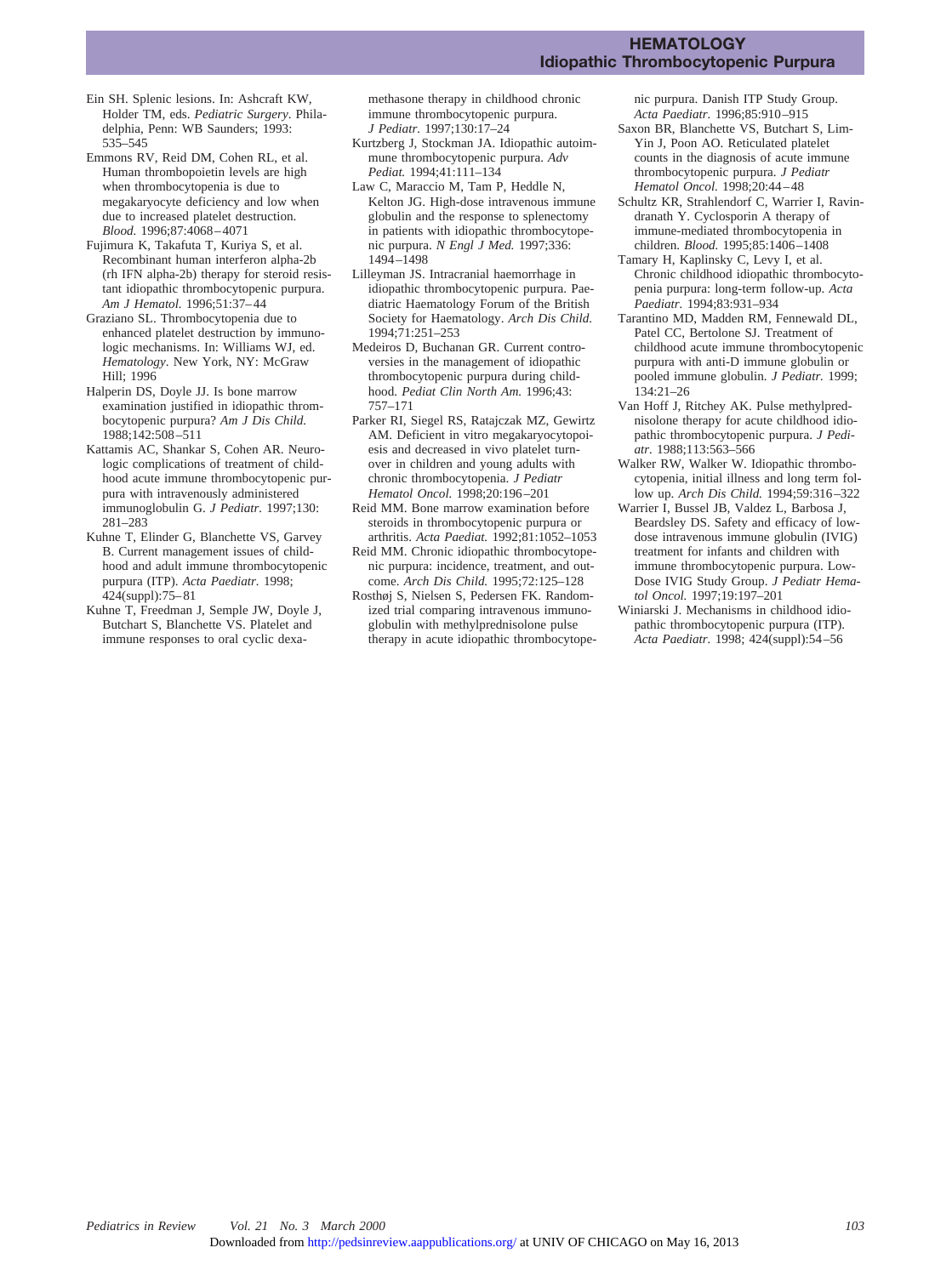Ein SH. Splenic lesions. In: Ashcraft KW, Holder TM, eds. *Pediatric Surgery*. Philadelphia, Penn: WB Saunders; 1993: 535–545

Emmons RV, Reid DM, Cohen RL, et al. Human thrombopoietin levels are high when thrombocytopenia is due to megakaryocyte deficiency and low when due to increased platelet destruction. *Blood.* 1996;87:4068–4071

Fujimura K, Takafuta T, Kuriya S, et al. Recombinant human interferon alpha-2b (rh IFN alpha-2b) therapy for steroid resistant idiopathic thrombocytopenic purpura. *Am J Hematol.* 1996;51:37–44

Graziano SL. Thrombocytopenia due to enhanced platelet destruction by immunologic mechanisms. In: Williams WJ, ed. *Hematology*. New York, NY: McGraw Hill; 1996

Halperin DS, Doyle JJ. Is bone marrow examination justified in idiopathic thrombocytopenic purpura? *Am J Dis Child.* 1988;142:508–511

Kattamis AC, Shankar S, Cohen AR. Neurologic complications of treatment of childhood acute immune thrombocytopenic purpura with intravenously administered immunoglobulin G. *J Pediatr.* 1997;130: 281–283

Kuhne T, Elinder G, Blanchette VS, Garvey B. Current management issues of childhood and adult immune thrombocytopenic purpura (ITP). *Acta Paediatr.* 1998; 424(suppl):75–81

Kuhne T, Freedman J, Semple JW, Doyle J, Butchart S, Blanchette VS. Platelet and immune responses to oral cyclic dexamethasone therapy in childhood chronic immune thrombocytopenic purpura. *J Pediatr.* 1997;130:17–24

Kurtzberg J, Stockman JA. Idiopathic autoimmune thrombocytopenic purpura. *Adv Pediat.* 1994;41:111–134

Law C, Maraccio M, Tam P, Heddle N, Kelton JG. High-dose intravenous immune globulin and the response to splenectomy in patients with idiopathic thrombocytopenic purpura. *N Engl J Med.* 1997;336: 1494–1498

Lilleyman JS. Intracranial haemorrhage in idiopathic thrombocytopenic purpura. Paediatric Haematology Forum of the British Society for Haematology. *Arch Dis Child.* 1994;71:251–253

Medeiros D, Buchanan GR. Current controversies in the management of idiopathic thrombocytopenic purpura during childhood. *Pediat Clin North Am.* 1996;43: 757–171

Parker RI, Siegel RS, Ratajczak MZ, Gewirtz AM. Deficient in vitro megakaryocytopoiesis and decreased in vivo platelet turnover in children and young adults with chronic thrombocytopenia. *J Pediatr Hematol Oncol.* 1998;20:196–201

Reid MM. Bone marrow examination before steroids in thrombocytopenic purpura or arthritis. *Acta Paediat.* 1992;81:1052–1053

Reid MM. Chronic idiopathic thrombocytopenic purpura: incidence, treatment, and outcome. *Arch Dis Child.* 1995;72:125–128

Rosthøj S, Nielsen S, Pedersen FK. Randomized trial comparing intravenous immunoglobulin with methylprednisolone pulse therapy in acute idiopathic thrombocytopenic purpura. Danish ITP Study Group. *Acta Paediatr.* 1996;85:910–915

Saxon BR, Blanchette VS, Butchart S, Lim-Yin J, Poon AO. Reticulated platelet counts in the diagnosis of acute immune thrombocytopenic purpura. *J Pediatr Hematol Oncol.* 1998;20:44–48

Schultz KR, Strahlendorf C, Warrier I, Ravindranath Y. Cyclosporin A therapy of immune-mediated thrombocytopenia in children. *Blood.* 1995;85:1406–1408

Tamary H, Kaplinsky C, Levy I, et al. Chronic childhood idiopathic thrombocytopenia purpura: long-term follow-up. *Acta Paediatr.* 1994;83:931–934

Tarantino MD, Madden RM, Fennewald DL, Patel CC, Bertolone SJ. Treatment of childhood acute immune thrombocytopenic purpura with anti-D immune globulin or pooled immune globulin. *J Pediatr.* 1999; 134:21–26

Van Hoff J, Ritchey AK. Pulse methylprednisolone therapy for acute childhood idiopathic thrombocytopenic purpura. *J Pediatr.* 1988;113:563–566

Walker RW, Walker W. Idiopathic thrombocytopenia, initial illness and long term follow up. *Arch Dis Child.* 1994;59:316–322

Warrier I, Bussel JB, Valdez L, Barbosa J, Beardsley DS. Safety and efficacy of low-dose intravenous immune globulin (IVIG) treatment for infants and children with immune thrombocytopenic purpura. Low-Dose IVIG Study Group. *J Pediatr Hematol Oncol.* 1997;19:197–201

Winiarski J. Mechanisms in childhood idiopathic thrombocytopenic purpura (ITP). *Acta Paediatr.* 1998; 424(suppl):54–56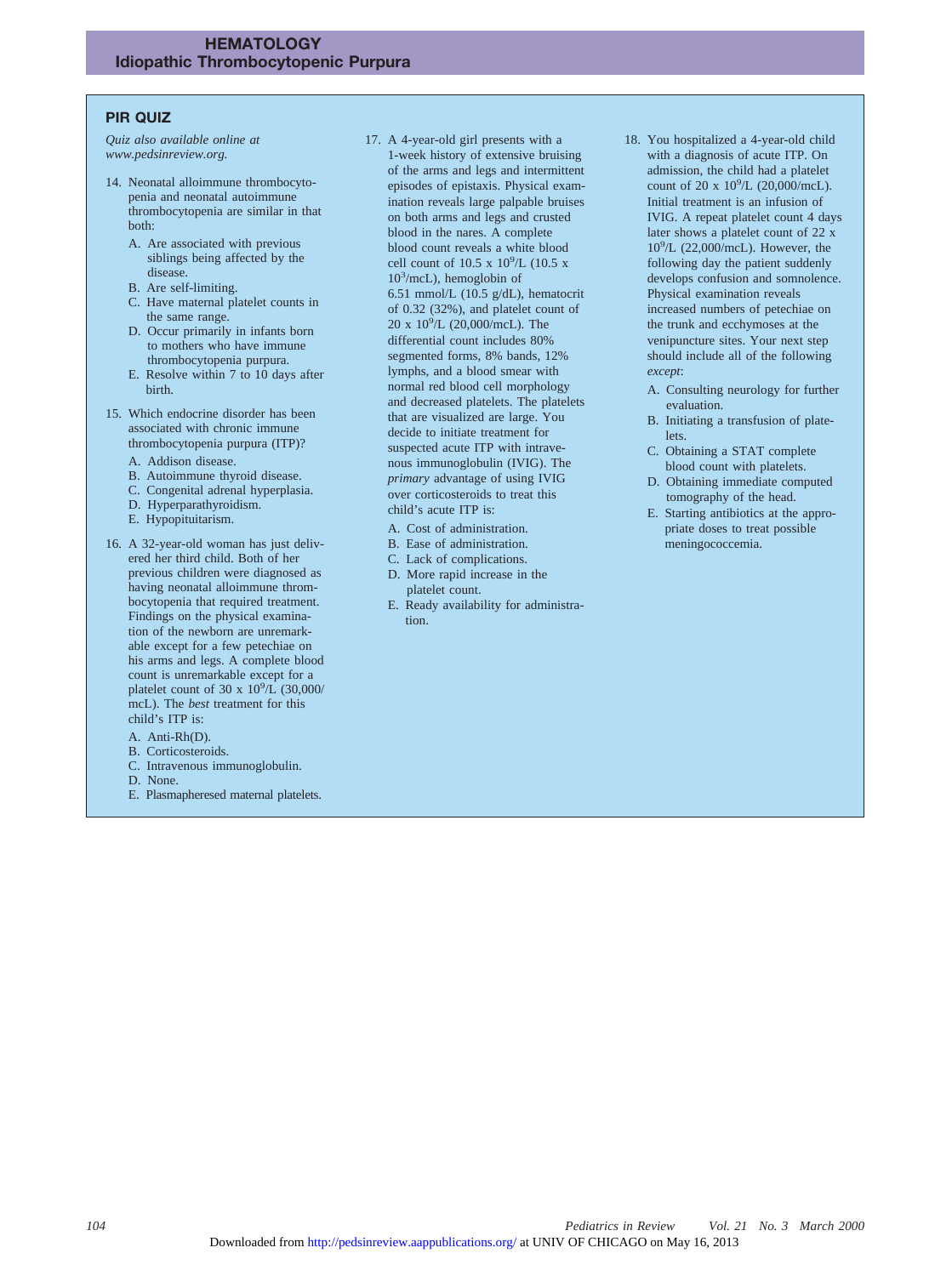## PIR QUIZ

*Quiz also available online at www.pedsinreview.org.*

14. Neonatal alloimmune thrombocytopenia and neonatal autoimmune thrombocytopenia are similar in that both:
    - A. Are associated with previous siblings being affected by the disease.
    - B. Are self-limiting.
    - C. Have maternal platelet counts in the same range.
    - D. Occur primarily in infants born to mothers who have immune thrombocytopenia purpura.
    - E. Resolve within 7 to 10 days after birth.

15. Which endocrine disorder has been associated with chronic immune thrombocytopenia purpura (ITP)?
    - A. Addison disease.
    - B. Autoimmune thyroid disease.
    - C. Congenital adrenal hyperplasia.
    - D. Hyperparathyroidism.
    - E. Hypopituitarism.

16. A 32-year-old woman has just delivered her third child. Both of her previous children were diagnosed as having neonatal alloimmune thrombocytopenia that required treatment. Findings on the physical examination of the newborn are unremarkable except for a few petechiae on his arms and legs. A complete blood count is unremarkable except for a platelet count of 30 x $10^9$/L (30,000/mcL). The *best* treatment for this child's ITP is:
    - A. Anti-Rh(D).
    - B. Corticosteroids.
    - C. Intravenous immunoglobulin.
    - D. None.
    - E. Plasmapheresed maternal platelets.

17. A 4-year-old girl presents with a 1-week history of extensive bruising of the arms and legs and intermittent episodes of epistaxis. Physical examination reveals large palpable bruises on both arms and legs and crusted blood in the nares. A complete blood count reveals a white blood cell count of 10.5 x $10^9$/L (10.5 x $10^3$/mcL), hemoglobin of 6.51 mmol/L (10.5 g/dL), hematocrit of 0.32 (32%), and platelet count of 20 x $10^9$/L (20,000/mcL). The differential count includes 80% segmented forms, 8% bands, 12% lymphs, and a blood smear with normal red blood cell morphology and decreased platelets. The platelets that are visualized are large. You decide to initiate treatment for suspected acute ITP with intravenous immunoglobulin (IVIG). The *primary* advantage of using IVIG over corticosteroids to treat this child's acute ITP is:
    - A. Cost of administration.
    - B. Ease of administration.
    - C. Lack of complications.
    - D. More rapid increase in the platelet count.
    - E. Ready availability for administration.

18. You hospitalized a 4-year-old child with a diagnosis of acute ITP. On admission, the child had a platelet count of 20 x $10^9$/L (20,000/mcL). Initial treatment is an infusion of IVIG. A repeat platelet count 4 days later shows a platelet count of 22 x $10^9$/L (22,000/mcL). However, the following day the patient suddenly develops confusion and somnolence. Physical examination reveals increased numbers of petechiae on the trunk and ecchymoses at the venipuncture sites. Your next step should include all of the following *except*:
    - A. Consulting neurology for further evaluation.
    - B. Initiating a transfusion of platelets.
    - C. Obtaining a STAT complete blood count with platelets.
    - D. Obtaining immediate computed tomography of the head.
    - E. Starting antibiotics at the appropriate doses to treat possible meningococcemia.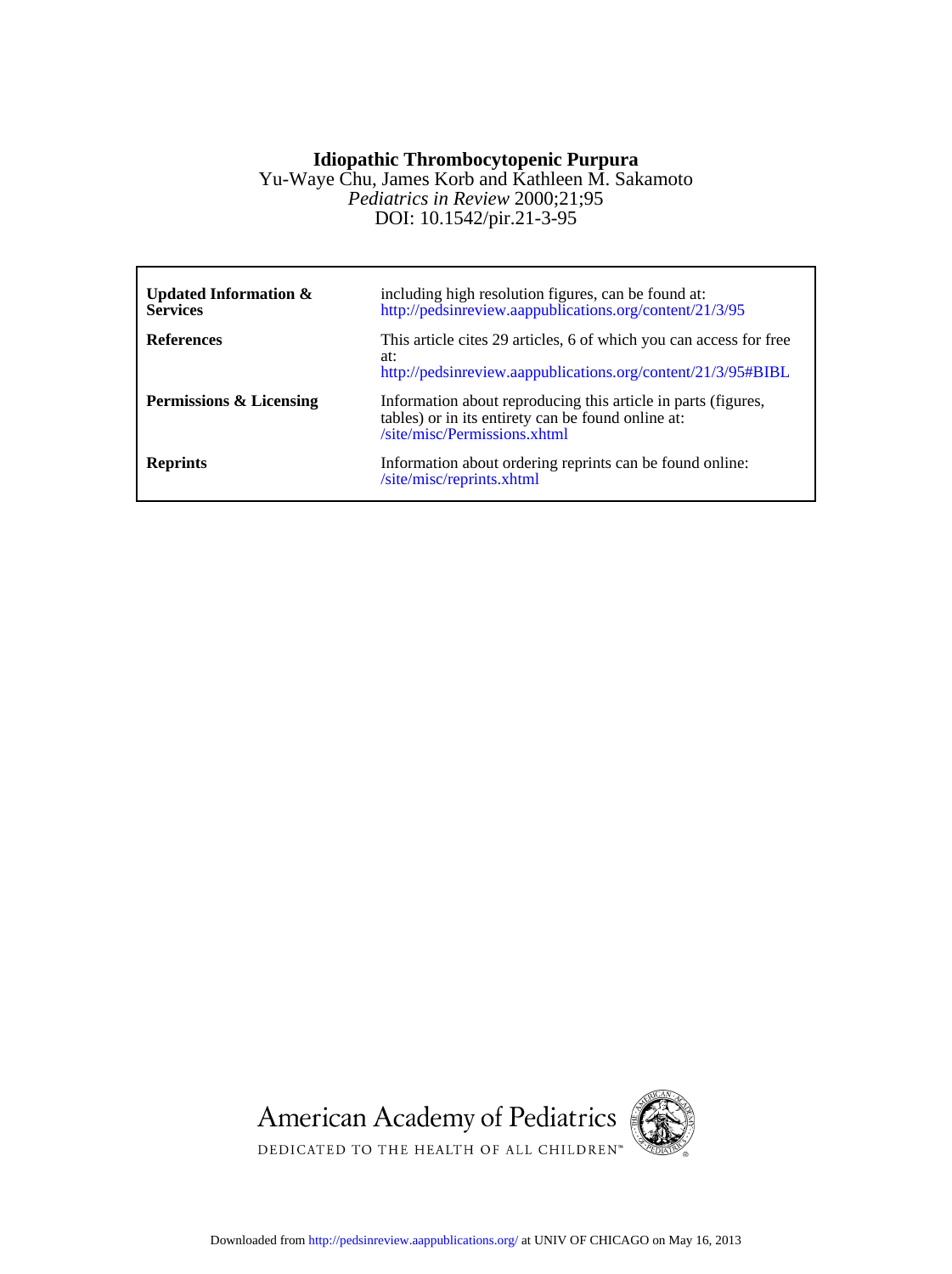**Idiopathic Thrombocytopenic Purpura**

Yu-Waye Chu, James Korb and Kathleen M. Sakamoto

*Pediatrics in Review* 2000;21;95

DOI: 10.1542/pir.21-3-95

| | |
|---|---|
| **Updated Information & Services** | including high resolution figures, can be found at: http://pedsinreview.aappublications.org/content/21/3/95 |
| **References** | This article cites 29 articles, 6 of which you can access for free at: http://pedsinreview.aappublications.org/content/21/3/95#BIBL |
| **Permissions & Licensing** | Information about reproducing this article in parts (figures, tables) or in its entirety can be found online at: /site/misc/Permissions.xhtml |
| **Reprints** | Information about ordering reprints can be found online: /site/misc/reprints.xhtml |

American Academy of Pediatrics

DEDICATED TO THE HEALTH OF ALL CHILDREN™

Downloaded from http://pedsinreview.aappublications.org/ at UNIV OF CHICAGO on May 16, 2013